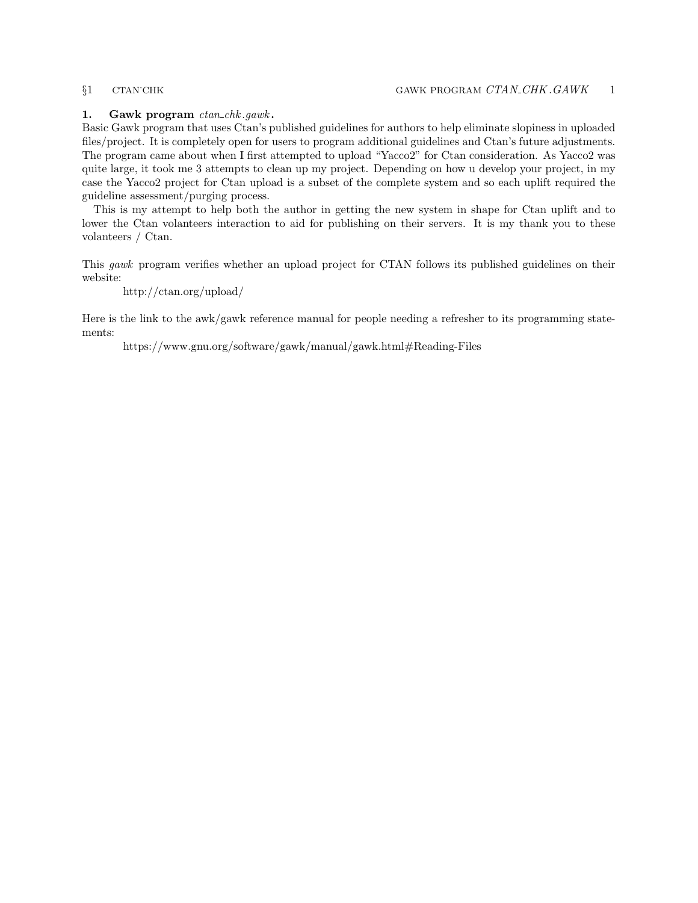**1. Gawk program** *ctan_chk.gawk***.**

Basic Gawk program that uses Ctan's published guidelines for authors to help eliminate slopiness in uploaded files/project. It is completely open for users to program additional guidelines and Ctan's future adjustments. The program came about when I first attempted to upload "Yacco2" for Ctan consideration. As Yacco2 was quite large, it took me 3 attempts to clean up my project. Depending on how u develop your project, in my case the Yacco2 project for Ctan upload is a subset of the complete system and so each uplift required the guideline assessment/purging process.

This is my attempt to help both the author in getting the new system in shape for Ctan uplift and to lower the Ctan volanteers interaction to aid for publishing on their servers. It is my thank you to these volanteers / Ctan.

This *gawk* program verifies whether an upload project for CTAN follows its published guidelines on their website:

http://ctan.org/upload/

Here is the link to the awk/gawk reference manual for people needing a refresher to its programming statements:

https://www.gnu.org/software/gawk/manual/gawk.html#Reading-Files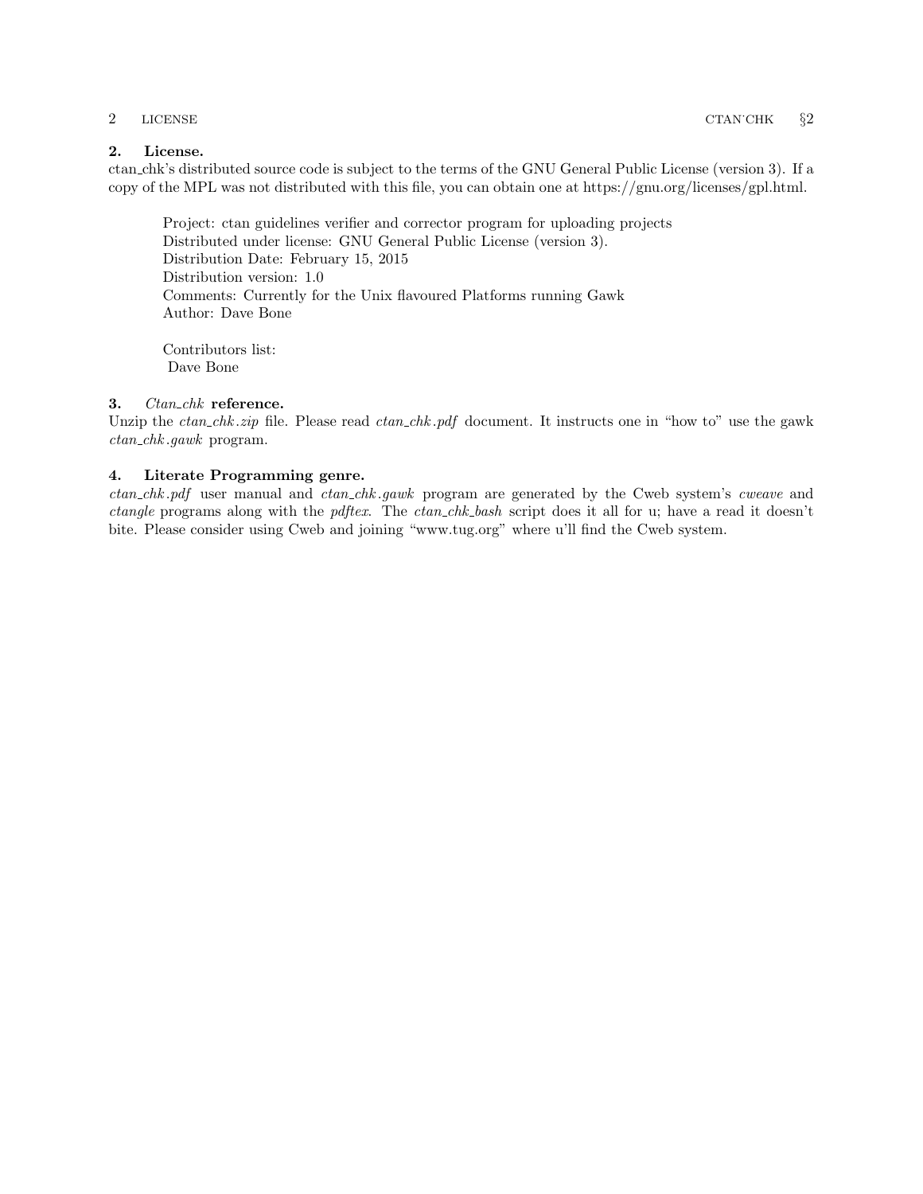## 2. License.

ctan_chk's distributed source code is subject to the terms of the GNU General Public License (version 3). If a copy of the MPL was not distributed with this file, you can obtain one at https://gnu.org/licenses/gpl.html.

> Project: ctan guidelines verifier and corrector program for uploading projects
> Distributed under license: GNU General Public License (version 3).
> Distribution Date: February 15, 2015
> Distribution version: 1.0
> Comments: Currently for the Unix flavoured Platforms running Gawk
> Author: Dave Bone
>
> Contributors list:
> Dave Bone

## 3. *Ctan_chk* reference.

Unzip the *ctan_chk.zip* file. Please read *ctan_chk.pdf* document. It instructs one in "how to" use the gawk *ctan_chk.gawk* program.

## 4. Literate Programming genre.

*ctan_chk.pdf* user manual and *ctan_chk.gawk* program are generated by the Cweb system's *cweave* and *ctangle* programs along with the *pdftex*. The *ctan_chk_bash* script does it all for u; have a read it doesn't bite. Please consider using Cweb and joining "www.tug.org" where u'll find the Cweb system.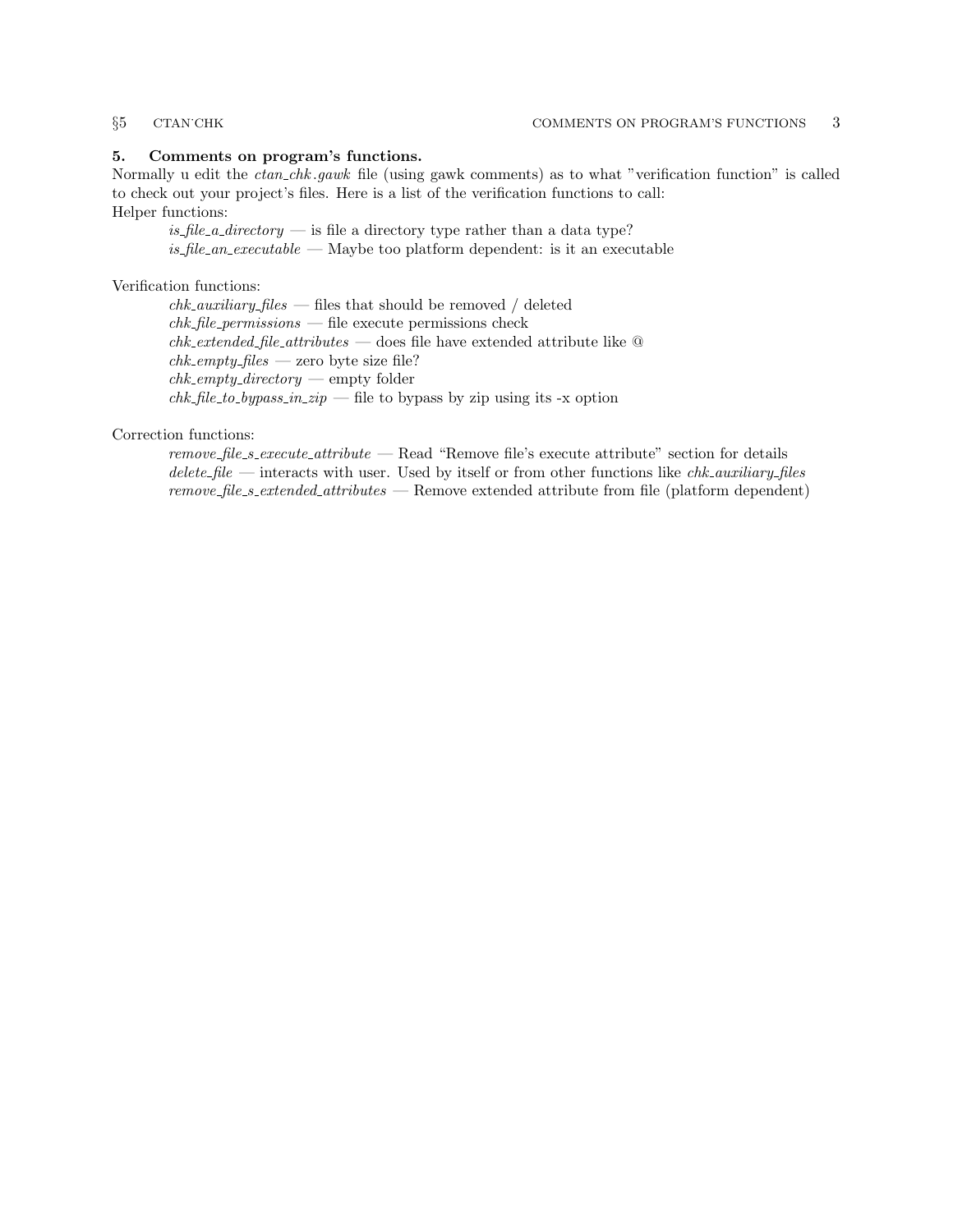**5. Comments on program's functions.**
Normally u edit the *ctan_chk.gawk* file (using gawk comments) as to what "verification function" is called to check out your project's files. Here is a list of the verification functions to call:
Helper functions:

*is_file_a_directory* — is file a directory type rather than a data type?
*is_file_an_executable* — Maybe too platform dependent: is it an executable

Verification functions:

*chk_auxiliary_files* — files that should be removed / deleted
*chk_file_permissions* — file execute permissions check
*chk_extended_file_attributes* — does file have extended attribute like @
*chk_empty_files* — zero byte size file?
*chk_empty_directory* — empty folder
*chk_file_to_bypass_in_zip* — file to bypass by zip using its -x option

Correction functions:

*remove_file_s_execute_attribute* — Read "Remove file's execute attribute" section for details
*delete_file* — interacts with user. Used by itself or from other functions like *chk_auxiliary_files*
*remove_file_s_extended_attributes* — Remove extended attribute from file (platform dependent)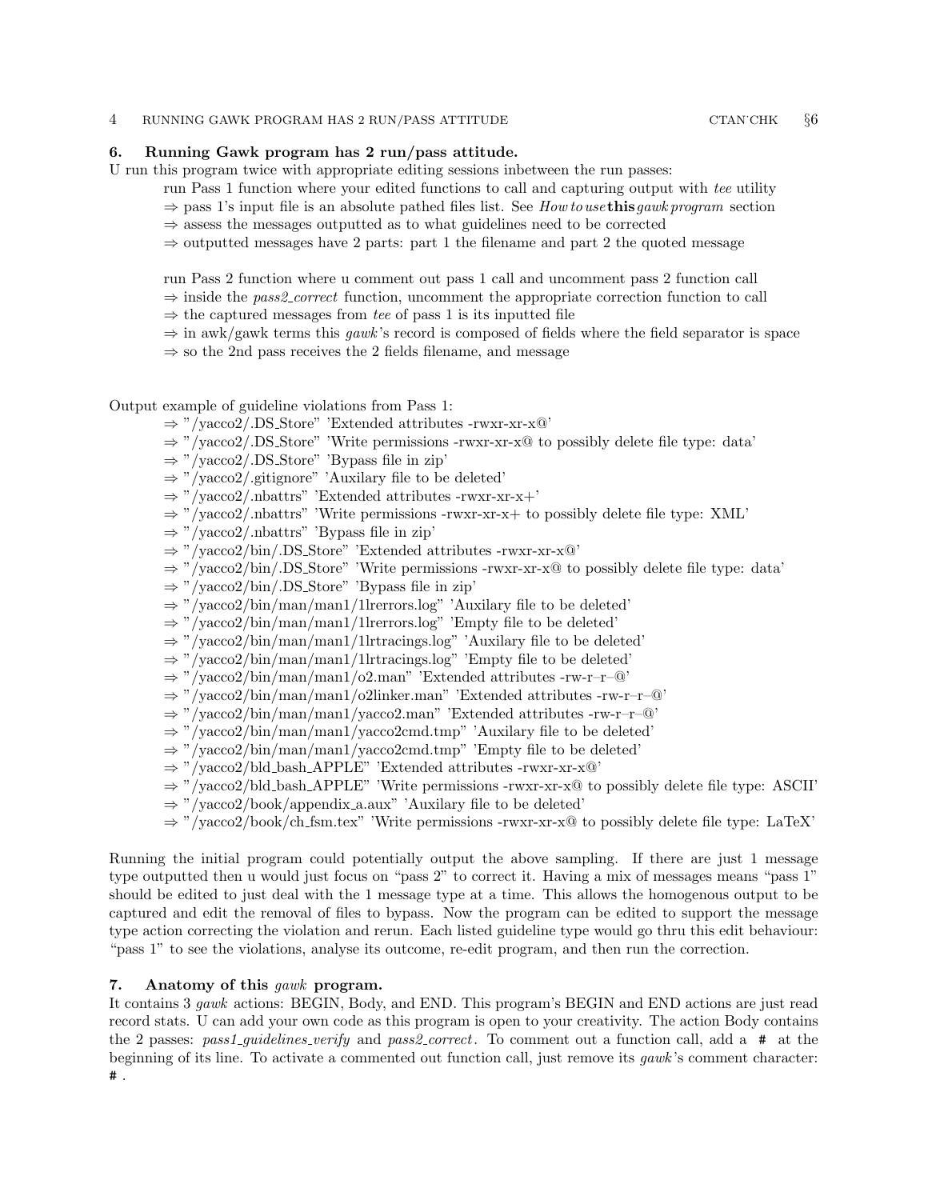## 6. Running Gawk program has 2 run/pass attitude.

U run this program twice with appropriate editing sessions inbetween the run passes:

run Pass 1 function where your edited functions to call and capturing output with *tee* utility
⇒ pass 1's input file is an absolute pathed files list. See *How to use* **this** *gawk program* section
⇒ assess the messages outputted as to what guidelines need to be corrected
⇒ outputted messages have 2 parts: part 1 the filename and part 2 the quoted message

run Pass 2 function where u comment out pass 1 call and uncomment pass 2 function call
⇒ inside the *pass2_correct* function, uncomment the appropriate correction function to call
⇒ the captured messages from *tee* of pass 1 is its inputted file
⇒ in awk/gawk terms this *gawk*'s record is composed of fields where the field separator is space
⇒ so the 2nd pass receives the 2 fields filename, and message

Output example of guideline violations from Pass 1:

⇒ "/yacco2/.DS_Store" 'Extended attributes -rwxr-xr-x@'
⇒ "/yacco2/.DS_Store" 'Write permissions -rwxr-xr-x@ to possibly delete file type: data'
⇒ "/yacco2/.DS_Store" 'Bypass file in zip'
⇒ "/yacco2/.gitignore" 'Auxilary file to be deleted'
⇒ "/yacco2/.nbattrs" 'Extended attributes -rwxr-xr-x+'
⇒ "/yacco2/.nbattrs" 'Write permissions -rwxr-xr-x+ to possibly delete file type: XML'
⇒ "/yacco2/.nbattrs" 'Bypass file in zip'
⇒ "/yacco2/bin/.DS_Store" 'Extended attributes -rwxr-xr-x@'
⇒ "/yacco2/bin/.DS_Store" 'Write permissions -rwxr-xr-x@ to possibly delete file type: data'
⇒ "/yacco2/bin/.DS_Store" 'Bypass file in zip'
⇒ "/yacco2/bin/man/man1/1lrerrors.log" 'Auxilary file to be deleted'
⇒ "/yacco2/bin/man/man1/1lrerrors.log" 'Empty file to be deleted'
⇒ "/yacco2/bin/man/man1/1lrtracings.log" 'Auxilary file to be deleted'
⇒ "/yacco2/bin/man/man1/1lrtracings.log" 'Empty file to be deleted'
⇒ "/yacco2/bin/man/man1/o2.man" 'Extended attributes -rw-r–r–@'
⇒ "/yacco2/bin/man/man1/o2linker.man" 'Extended attributes -rw-r–r–@'
⇒ "/yacco2/bin/man/man1/yacco2.man" 'Extended attributes -rw-r–r–@'
⇒ "/yacco2/bin/man/man1/yacco2cmd.tmp" 'Auxilary file to be deleted'
⇒ "/yacco2/bin/man/man1/yacco2cmd.tmp" 'Empty file to be deleted'
⇒ "/yacco2/bld_bash_APPLE" 'Extended attributes -rwxr-xr-x@'
⇒ "/yacco2/bld_bash_APPLE" 'Write permissions -rwxr-xr-x@ to possibly delete file type: ASCII'
⇒ "/yacco2/book/appendix_a.aux" 'Auxilary file to be deleted'
⇒ "/yacco2/book/ch_fsm.tex" 'Write permissions -rwxr-xr-x@ to possibly delete file type: LaTeX'

Running the initial program could potentially output the above sampling. If there are just 1 message type outputted then u would just focus on "pass 2" to correct it. Having a mix of messages means "pass 1" should be edited to just deal with the 1 message type at a time. This allows the homogenous output to be captured and edit the removal of files to bypass. Now the program can be edited to support the message type action correcting the violation and rerun. Each listed guideline type would go thru this edit behaviour: "pass 1" to see the violations, analyse its outcome, re-edit program, and then run the correction.

## 7. Anatomy of this *gawk* program.

It contains 3 *gawk* actions: BEGIN, Body, and END. This program's BEGIN and END actions are just read record stats. U can add your own code as this program is open to your creativity. The action Body contains the 2 passes: *pass1_guidelines_verify* and *pass2_correct*. To comment out a function call, add a `#` at the beginning of its line. To activate a commented out function call, just remove its *gawk*'s comment character: `#`.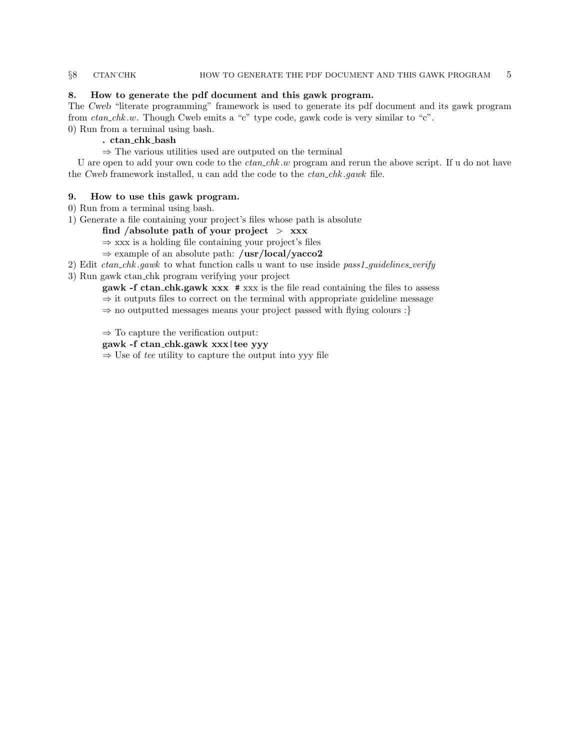**8. How to generate the pdf document and this gawk program.**
The *Cweb* "literate programming" framework is used to generate its pdf document and its gawk program from *ctan_chk.w*. Though Cweb emits a "c" type code, gawk code is very similar to "c".
0) Run from a terminal using bash.

    **. ctan_chk_bash**

    ⇒ The various utilities used are outputed on the terminal

U are open to add your own code to the *ctan_chk.w* program and rerun the above script. If u do not have the *Cweb* framework installed, u can add the code to the *ctan_chk.gawk* file.

**9. How to use this gawk program.**
0) Run from a terminal using bash.
1) Generate a file containing your project's files whose path is absolute

    **find /absolute path of your project > xxx**

    ⇒ xxx is a holding file containing your project's files

    ⇒ example of an absolute path: **/usr/local/yacco2**

2) Edit *ctan_chk.gawk* to what function calls u want to use inside *pass1_guidelines_verify*
3) Run gawk ctan_chk program verifying your project

    **gawk -f ctan_chk.gawk xxx #** xxx is the file read containing the files to assess

    ⇒ it outputs files to correct on the terminal with appropriate guideline message

    ⇒ no outputted messages means your project passed with flying colours :}

    ⇒ To capture the verification output:

    **gawk -f ctan_chk.gawk xxx|tee yyy**

    ⇒ Use of *tee* utility to capture the output into yyy file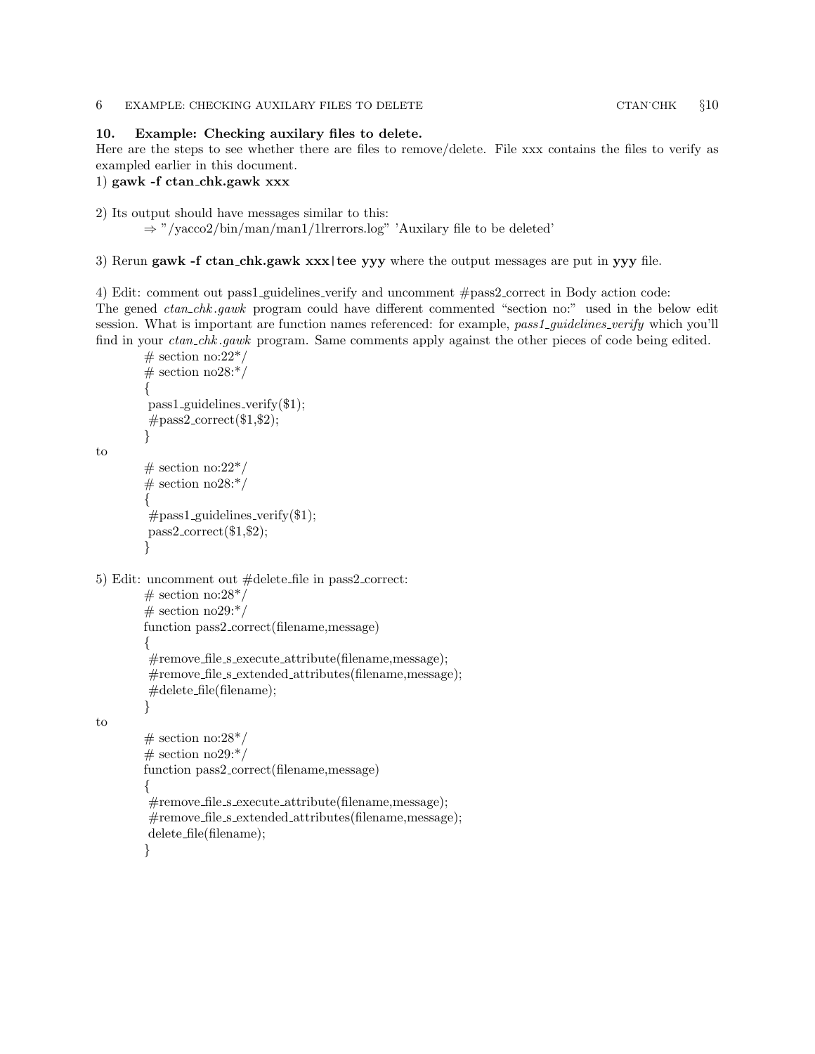### 10. Example: Checking auxilary files to delete.

Here are the steps to see whether there are files to remove/delete. File xxx contains the files to verify as exampled earlier in this document.

1) **gawk -f ctan_chk.gawk xxx**

2) Its output should have messages similar to this:

⇒ "/yacco2/bin/man/man1/1lrerrors.log" 'Auxilary file to be deleted'

3) Rerun **gawk -f ctan_chk.gawk xxx|tee yyy** where the output messages are put in **yyy** file.

4) Edit: comment out pass1_guidelines_verify and uncomment #pass2_correct in Body action code:
The gened *ctan_chk.gawk* program could have different commented "section no:" used in the below edit session. What is important are function names referenced: for example, *pass1_guidelines_verify* which you'll find in your *ctan_chk.gawk* program. Same comments apply against the other pieces of code being edited.

```
# section no:22*/
# section no28:*/
{
 pass1_guidelines_verify($1);
 #pass2_correct($1,$2);
}
```

to

```
# section no:22*/
# section no28:*/
{
 #pass1_guidelines_verify($1);
 pass2_correct($1,$2);
}
```

5) Edit: uncomment out #delete_file in pass2_correct:

```
# section no:28*/
# section no29:*/
function pass2_correct(filename,message)
{
 #remove_file_s_execute_attribute(filename,message);
 #remove_file_s_extended_attributes(filename,message);
 #delete_file(filename);
}
```

to

```
# section no:28*/
# section no29:*/
function pass2_correct(filename,message)
{
 #remove_file_s_execute_attribute(filename,message);
 #remove_file_s_extended_attributes(filename,message);
 delete_file(filename);
}
```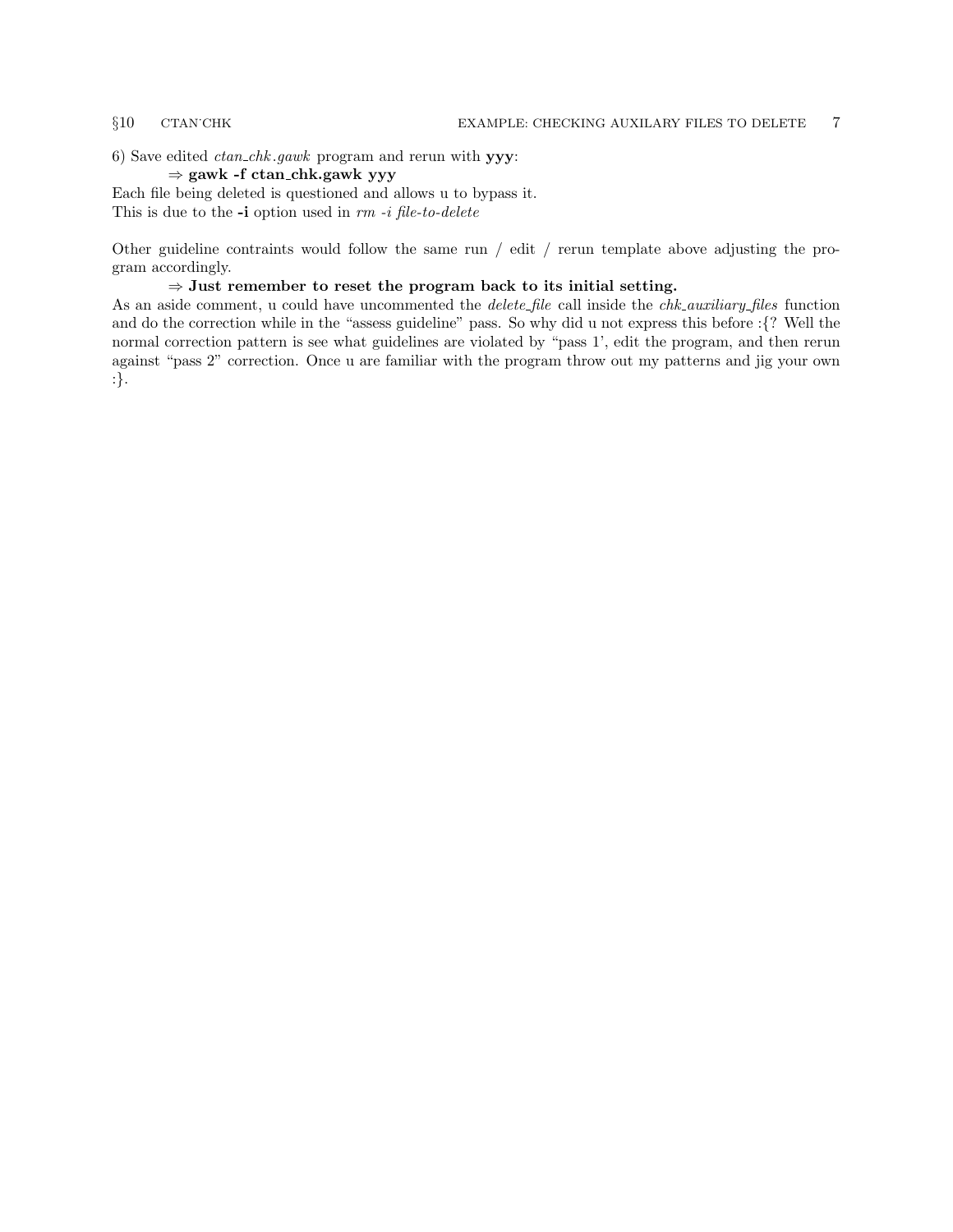6) Save edited *ctan_chk.gawk* program and rerun with **yyy**:

⇒ **gawk -f ctan_chk.gawk yyy**

Each file being deleted is questioned and allows u to bypass it.
This is due to the **-i** option used in *rm -i file-to-delete*

Other guideline contraints would follow the same run / edit / rerun template above adjusting the program accordingly.

⇒ **Just remember to reset the program back to its initial setting.**

As an aside comment, u could have uncommented the *delete_file* call inside the *chk_auxiliary_files* function and do the correction while in the "assess guideline" pass. So why did u not express this before :{? Well the normal correction pattern is see what guidelines are violated by "pass 1', edit the program, and then rerun against "pass 2" correction. Once u are familiar with the program throw out my patterns and jig your own :}.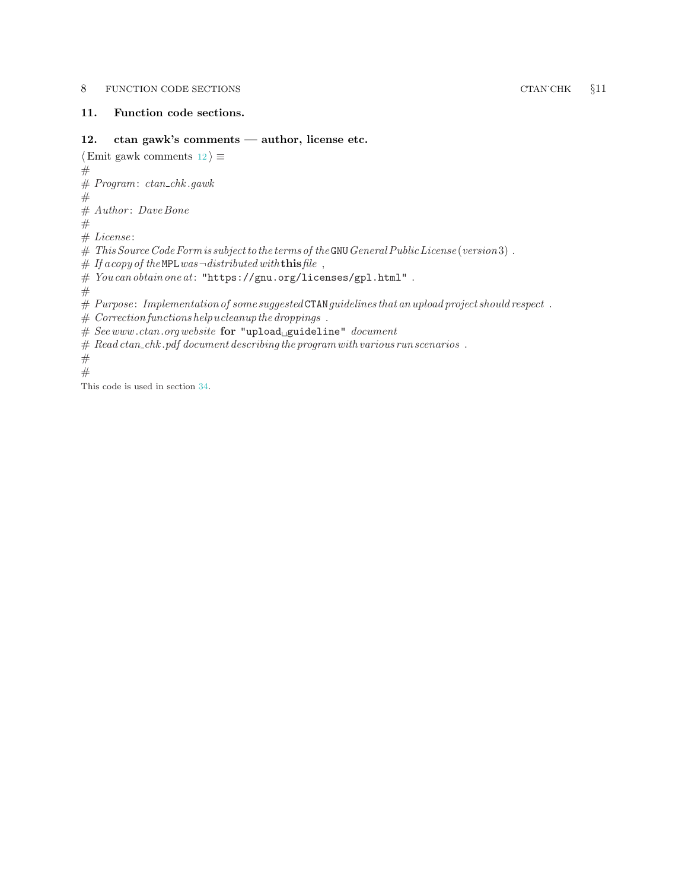**11. Function code sections.**

**12. ctan gawk's comments — author, license etc.**

⟨ Emit gawk comments 12 ⟩ ≡

```
#
# Program: ctan_chk.gawk
#
# Author: Dave Bone
#
# License:
# This Source Code Form is subject to the terms of the GNU General Public License (version 3) .
# If a copy of the MPL was ¬ distributed with this file ,
# You can obtain one at: "https://gnu.org/licenses/gpl.html" .
#
# Purpose: Implementation of some suggested CTAN guidelines that an upload project should respect .
# Correction functions help u cleanup the droppings .
# See www.ctan.org website for "upload␣guideline" document
# Read ctan_chk.pdf document describing the program with various run scenarios .
#
#
```

This code is used in section 34.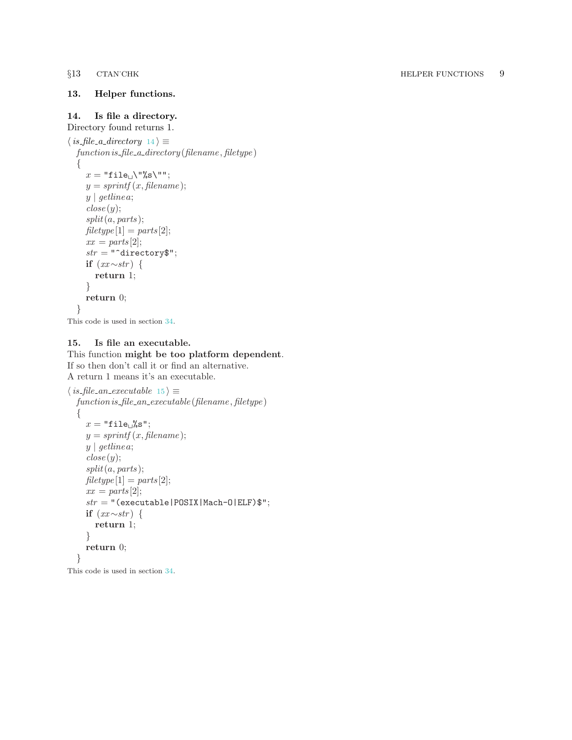## 13. Helper functions.

### 14. Is file a directory.

Directory found returns 1.

⟨ *is_file_a_directory* 14 ⟩ ≡

```
function is_file_a_directory(filename, filetype)
{
   x = "file \"%s\"";
   y = sprintf(x, filename);
   y | getline a;
   close(y);
   split(a, parts);
   filetype[1] = parts[2];
   xx = parts[2];
   str = "^directory$";
   if (xx ~ str) {
      return 1;
   }
   return 0;
}
```

This code is used in section 34.

### 15. Is file an executable.

This function **might be too platform dependent**.
If so then don't call it or find an alternative.
A return 1 means it's an executable.

⟨ *is_file_an_executable* 15 ⟩ ≡

```
function is_file_an_executable(filename, filetype)
{
   x = "file %s";
   y = sprintf(x, filename);
   y | getline a;
   close(y);
   split(a, parts);
   filetype[1] = parts[2];
   xx = parts[2];
   str = "(executable|POSIX|Mach-O|ELF)$";
   if (xx ~ str) {
      return 1;
   }
   return 0;
}
```

This code is used in section 34.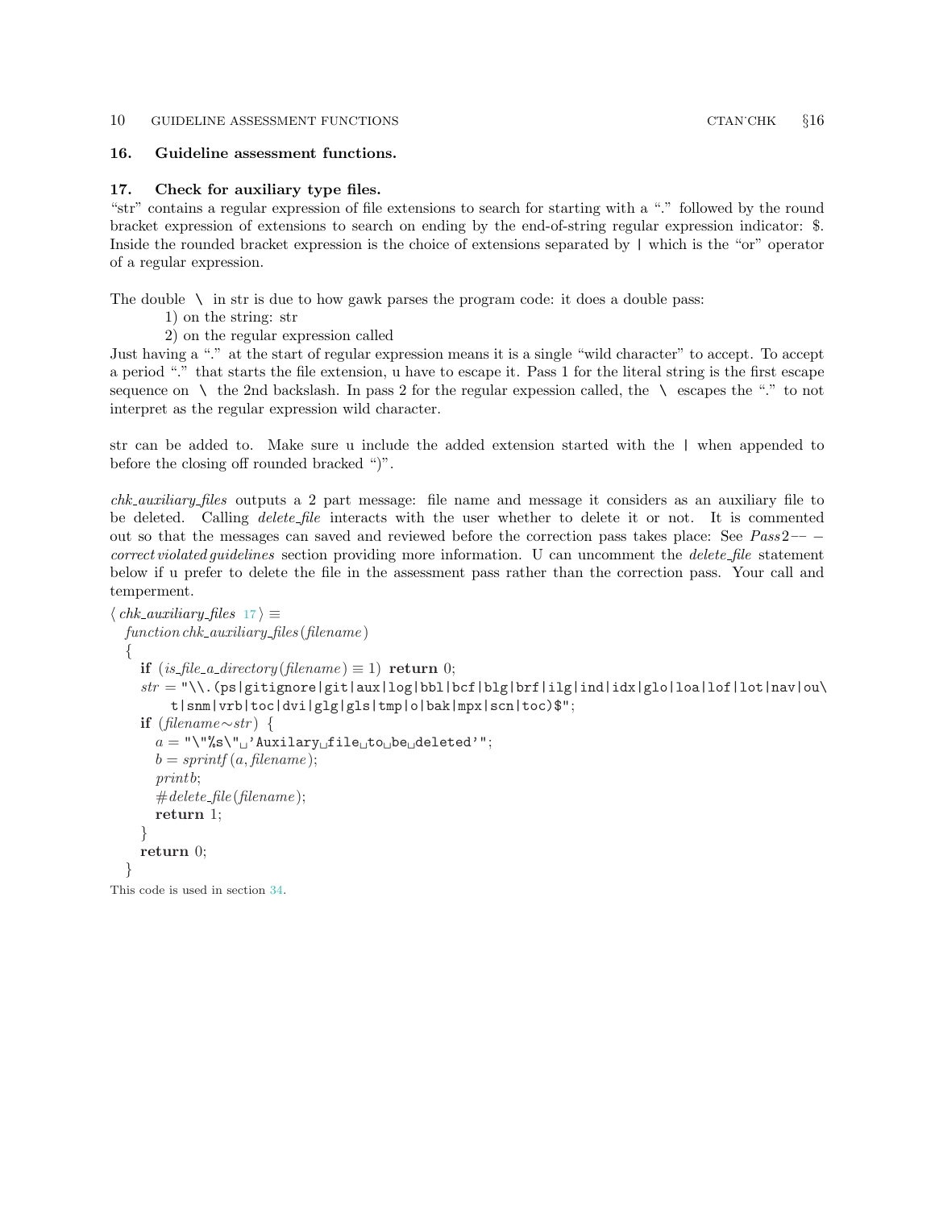## 16. Guideline assessment functions.

## 17. Check for auxiliary type files.

"str" contains a regular expression of file extensions to search for starting with a "." followed by the round bracket expression of extensions to search on ending by the end-of-string regular expression indicator: \$. Inside the rounded bracket expression is the choice of extensions separated by | which is the "or" operator of a regular expression.

The double \ in str is due to how gawk parses the program code: it does a double pass:

1) on the string: str
2) on the regular expression called

Just having a "." at the start of regular expression means it is a single "wild character" to accept. To accept a period "." that starts the file extension, u have to escape it. Pass 1 for the literal string is the first escape sequence on \ the 2nd backslash. In pass 2 for the regular expession called, the \ escapes the "." to not interpret as the regular expression wild character.

str can be added to. Make sure u include the added extension started with the | when appended to before the closing off rounded bracked ")".

*chk_auxiliary_files* outputs a 2 part message: file name and message it considers as an auxiliary file to be deleted. Calling *delete_file* interacts with the user whether to delete it or not. It is commented out so that the messages can saved and reviewed before the correction pass takes place: See *Pass2−− − correct violated guidelines* section providing more information. U can uncomment the *delete_file* statement below if u prefer to delete the file in the assessment pass rather than the correction pass. Your call and temperment.

```
⟨ chk_auxiliary_files 17 ⟩ ≡
  function chk_auxiliary_files(filename)
  {
    if (is_file_a_directory(filename) ≡ 1) return 0;
    str = "\\.(ps|gitignore|git|aux|log|bbl|bcf|blg|brf|ilg|ind|idx|glo|loa|lof|lot|nav|ou\
        t|snm|vrb|toc|dvi|glg|gls|tmp|o|bak|mpx|scn|toc)$";
    if (filename∼str) {
      a = "\"%s\" 'Auxilary file to be deleted'";
      b = sprintf(a, filename);
      print b;
      #delete_file(filename);
      return 1;
    }
    return 0;
  }
```

This code is used in section 34.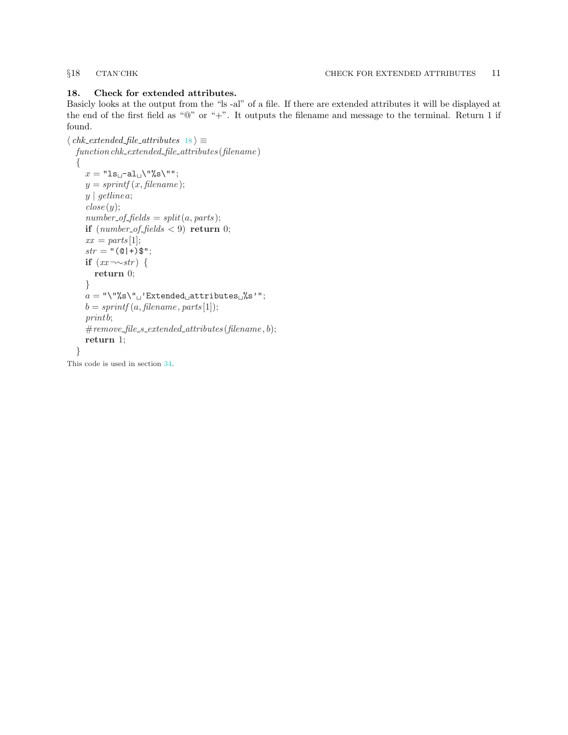**18. Check for extended attributes.**

Basicly looks at the output from the "ls -al" of a file. If there are extended attributes it will be displayed at the end of the first field as "@" or "+". It outputs the filename and message to the terminal. Return 1 if found.

⟨ *chk_extended_file_attributes* 18 ⟩ ≡

```
function chk_extended_file_attributes(filename)
{
   x = "ls -al \"%s\"";
   y = sprintf(x, filename);
   y | getline a;
   close(y);
   number_of_fields = split(a, parts);
   if (number_of_fields < 9) return 0;
   xx = parts[1];
   str = "(@|+)$";
   if (xx !~ str) {
      return 0;
   }
   a = "\"%s\" 'Extended attributes %s'";
   b = sprintf(a, filename, parts[1]);
   print b;
   #remove_file_s_extended_attributes(filename, b);
   return 1;
}
```

This code is used in section 34.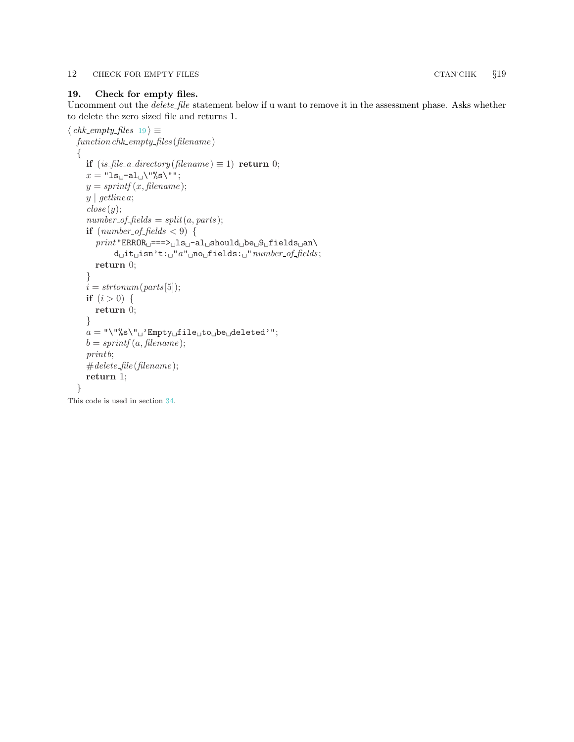## 19. Check for empty files.

Uncomment out the *delete_file* statement below if u want to remove it in the assessment phase. Asks whether to delete the zero sized file and returns 1.

⟨ *chk_empty_files* 19 ⟩ ≡

```
function chk_empty_files(filename)
{
  if (is_file_a_directory(filename) ≡ 1) return 0;
  x = "ls␣-al␣\"%s\"";
  y = sprintf(x, filename);
  y | getline a;
  close(y);
  number_of_fields = split(a, parts);
  if (number_of_fields < 9) {
    print "ERROR␣===>␣ls␣-al␣should␣be␣9␣fields␣an\
        d␣it␣isn't:␣" a "␣no␣fields:␣" number_of_fields;
    return 0;
  }
  i = strtonum(parts[5]);
  if (i > 0) {
    return 0;
  }
  a = "\"%s\"␣'Empty␣file␣to␣be␣deleted'";
  b = sprintf(a, filename);
  print b;
  #delete_file(filename);
  return 1;
}
```

This code is used in section 34.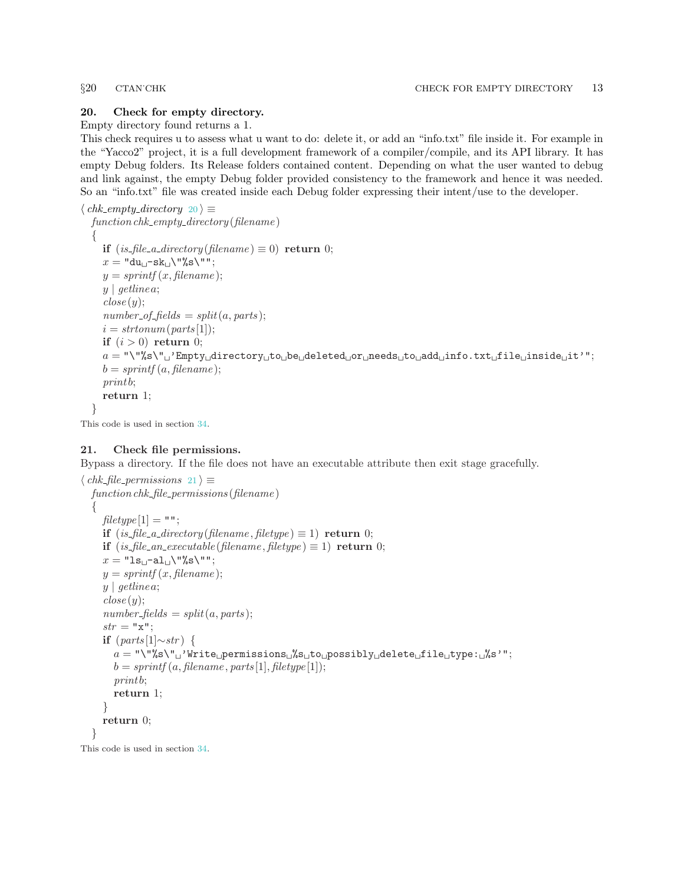**20. Check for empty directory.**

Empty directory found returns a 1.

This check requires u to assess what u want to do: delete it, or add an "info.txt" file inside it. For example in the "Yacco2" project, it is a full development framework of a compiler/compile, and its API library. It has empty Debug folders. Its Release folders contained content. Depending on what the user wanted to debug and link against, the empty Debug folder provided consistency to the framework and hence it was needed. So an "info.txt" file was created inside each Debug folder expressing their intent/use to the developer.

```
⟨ chk_empty_directory 20 ⟩ ≡
  function chk_empty_directory(filename)
  {
    if (is_file_a_directory(filename) ≡ 0) return 0;
    x = "du -sk \"%s\"";
    y = sprintf(x, filename);
    y | getline a;
    close(y);
    number_of_fields = split(a, parts);
    i = strtonum(parts[1]);
    if (i > 0) return 0;
    a = "\"%s\" 'Empty directory to be deleted or needs to add info.txt file inside it'";
    b = sprintf(a, filename);
    print b;
    return 1;
  }
```

This code is used in section 34.

**21. Check file permissions.**

Bypass a directory. If the file does not have an executable attribute then exit stage gracefully.

```
⟨ chk_file_permissions 21 ⟩ ≡
  function chk_file_permissions(filename)
  {
    filetype[1] = "";
    if (is_file_a_directory(filename, filetype) ≡ 1) return 0;
    if (is_file_an_executable(filename, filetype) ≡ 1) return 0;
    x = "ls -al \"%s\"";
    y = sprintf(x, filename);
    y | getline a;
    close(y);
    number_fields = split(a, parts);
    str = "x";
    if (parts[1]~str) {
      a = "\"%s\" 'Write permissions %s to possibly delete file type: %s'";
      b = sprintf(a, filename, parts[1], filetype[1]);
      print b;
      return 1;
    }
    return 0;
  }
```

This code is used in section 34.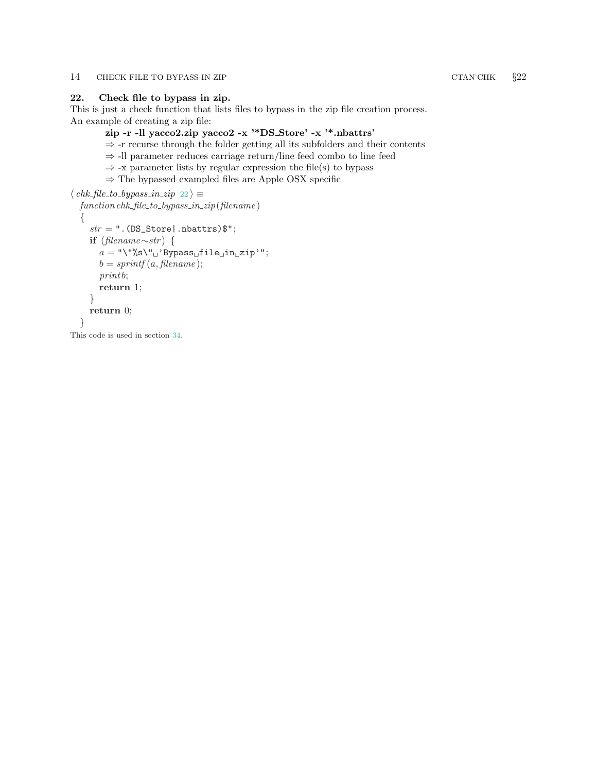## 22. Check file to bypass in zip.

This is just a check function that lists files to bypass in the zip file creation process. An example of creating a zip file:

**zip -r -ll yacco2.zip yacco2 -x '*DS_Store' -x '*.nbattrs'**

⇒ -r recurse through the folder getting all its subfolders and their contents

⇒ -ll parameter reduces carriage return/line feed combo to line feed

⇒ -x parameter lists by regular expression the file(s) to bypass

⇒ The bypassed exampled files are Apple OSX specific

```
⟨ chk_file_to_bypass_in_zip 22 ⟩ ≡
  function chk_file_to_bypass_in_zip(filename)
  {
    str = ".(DS_Store|.nbattrs)$";
    if (filename∼str) {
      a = "\"%s\" 'Bypass file in zip'";
      b = sprintf(a, filename);
      print b;
      return 1;
    }
    return 0;
  }
```

This code is used in section 34.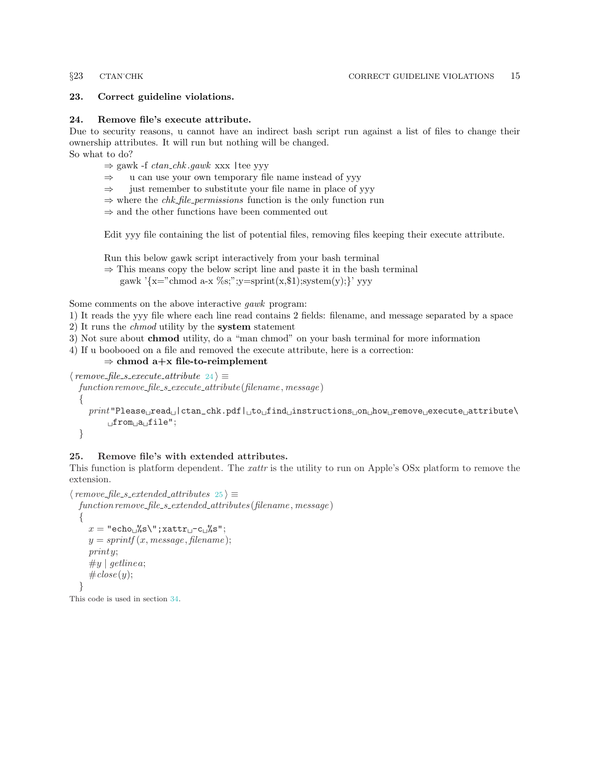### 23. Correct guideline violations.

### 24. Remove file's execute attribute.

Due to security reasons, u cannot have an indirect bash script run against a list of files to change their ownership attributes. It will run but nothing will be changed.
So what to do?

⇒ gawk -f *ctan_chk.gawk* xxx |tee yyy
⇒ u can use your own temporary file name instead of yyy
⇒ just remember to substitute your file name in place of yyy
⇒ where the *chk_file_permissions* function is the only function run
⇒ and the other functions have been commented out

Edit yyy file containing the list of potential files, removing files keeping their execute attribute.

Run this below gawk script interactively from your bash terminal
⇒ This means copy the below script line and paste it in the bash terminal

```
gawk '{x="chmod a-x %s;";y=sprint(x,$1);system(y);}' yyy
```

Some comments on the above interactive *gawk* program:
1) It reads the yyy file where each line read contains 2 fields: filename, and message separated by a space
2) It runs the *chmod* utility by the **system** statement
3) Not sure about **chmod** utility, do a "man chmod" on your bash terminal for more information
4) If u boobooed on a file and removed the execute attribute, here is a correction:
⇒ **chmod a+x file-to-reimplement**

⟨ *remove_file_s_execute_attribute* 24 ⟩ ≡

```
function remove_file_s_execute_attribute(filename, message)
{
    print "Please read |ctan_chk.pdf| to find instructions on how remove execute attribute\
      from a file";
}
```

### 25. Remove file's with extended attributes.

This function is platform dependent. The *xattr* is the utility to run on Apple's OSx platform to remove the extension.

⟨ *remove_file_s_extended_attributes* 25 ⟩ ≡

```
function remove_file_s_extended_attributes(filename, message)
{
    x = "echo %s\";xattr -c %s";
    y = sprintf(x, message, filename);
    print y;
    #y | getline a;
    #close(y);
}
```

This code is used in section 34.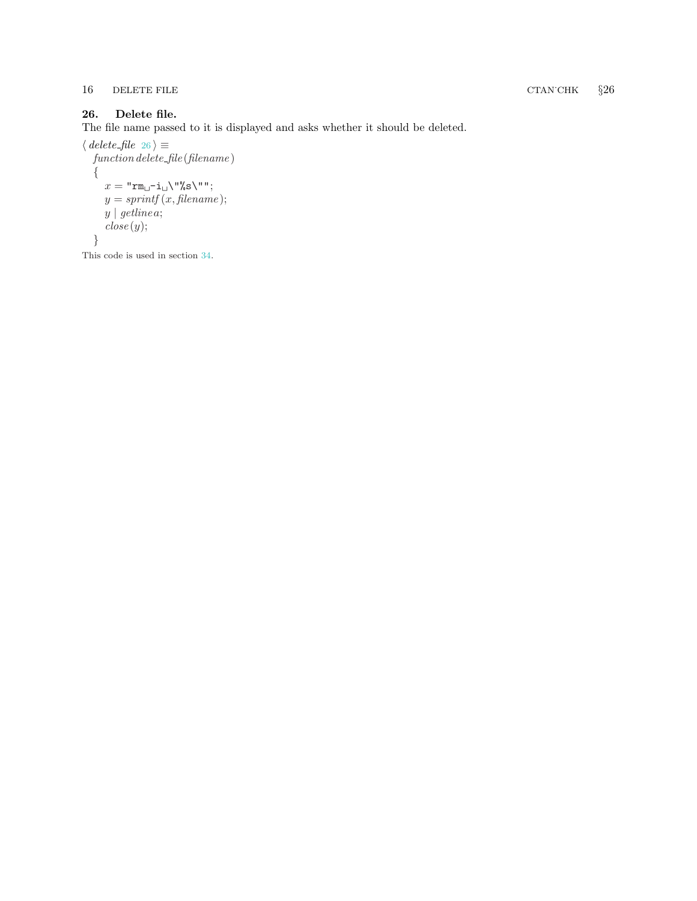## 26. Delete file.

The file name passed to it is displayed and asks whether it should be deleted.

⟨ *delete_file* 26 ⟩ ≡

```
function delete_file(filename)
{
  x = "rm -i \"%s\"";
  y = sprintf(x, filename);
  y | getline a;
  close(y);
}
```

This code is used in section 34.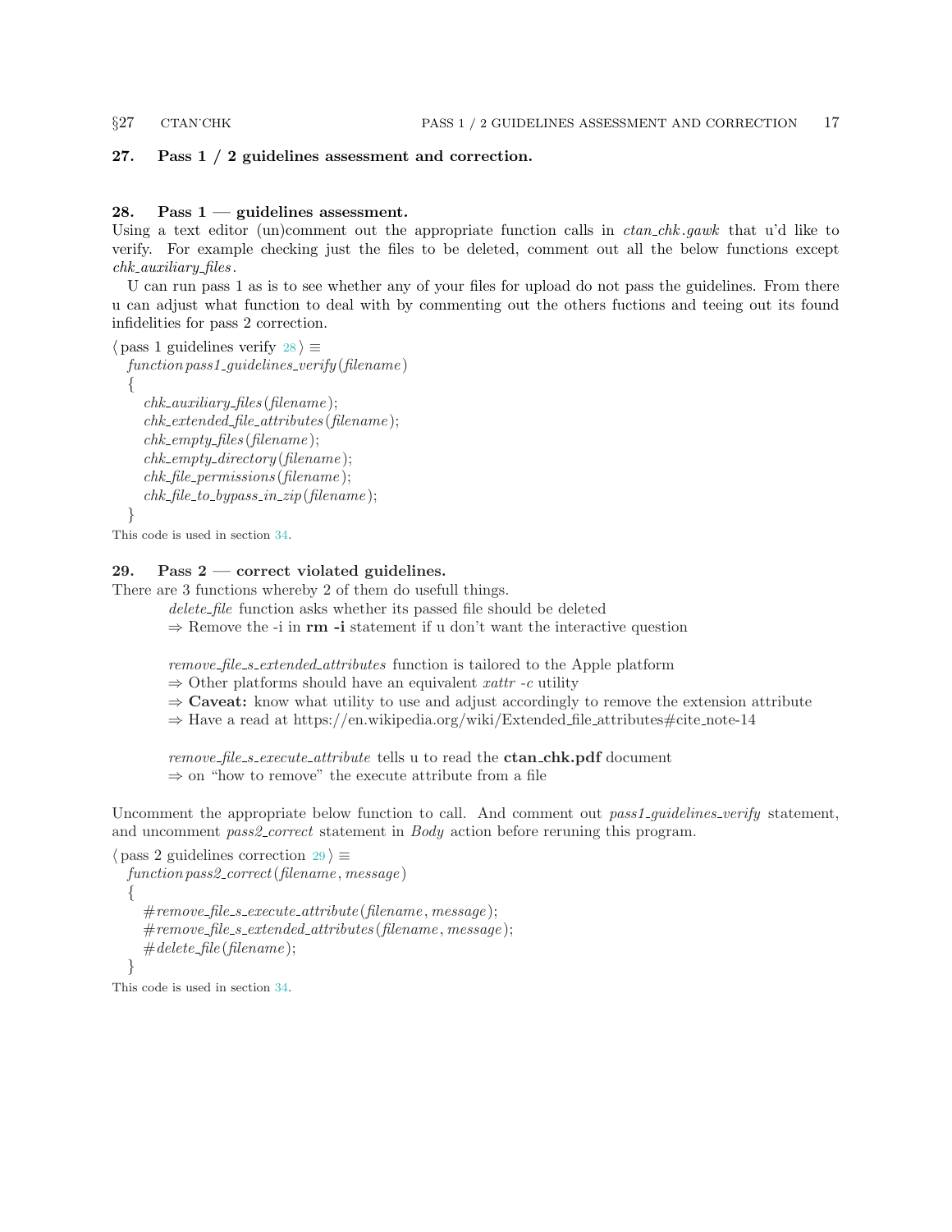## 27. Pass 1 / 2 guidelines assessment and correction.

### 28. Pass 1 — guidelines assessment.

Using a text editor (un)comment out the appropriate function calls in *ctan_chk.gawk* that u'd like to verify. For example checking just the files to be deleted, comment out all the below functions except *chk_auxiliary_files*.

U can run pass 1 as is to see whether any of your files for upload do not pass the guidelines. From there u can adjust what function to deal with by commenting out the others fuctions and teeing out its found infidelities for pass 2 correction.

⟨ pass 1 guidelines verify 28 ⟩ ≡

```
function pass1_guidelines_verify(filename)
{
    chk_auxiliary_files(filename);
    chk_extended_file_attributes(filename);
    chk_empty_files(filename);
    chk_empty_directory(filename);
    chk_file_permissions(filename);
    chk_file_to_bypass_in_zip(filename);
}
```

This code is used in section 34.

### 29. Pass 2 — correct violated guidelines.

There are 3 functions whereby 2 of them do usefull things.

> *delete_file* function asks whether its passed file should be deleted
> ⇒ Remove the -i in **rm -i** statement if u don't want the interactive question
>
> *remove_file_s_extended_attributes* function is tailored to the Apple platform
> ⇒ Other platforms should have an equivalent *xattr -c* utility
> ⇒ **Caveat:** know what utility to use and adjust accordingly to remove the extension attribute
> ⇒ Have a read at https://en.wikipedia.org/wiki/Extended_file_attributes#cite_note-14
>
> *remove_file_s_execute_attribute* tells u to read the **ctan_chk.pdf** document
> ⇒ on "how to remove" the execute attribute from a file

Uncomment the appropriate below function to call. And comment out *pass1_guidelines_verify* statement, and uncomment *pass2_correct* statement in *Body* action before reruning this program.

⟨ pass 2 guidelines correction 29 ⟩ ≡

```
function pass2_correct(filename, message)
{
    #remove_file_s_execute_attribute(filename, message);
    #remove_file_s_extended_attributes(filename, message);
    #delete_file(filename);
}
```

This code is used in section 34.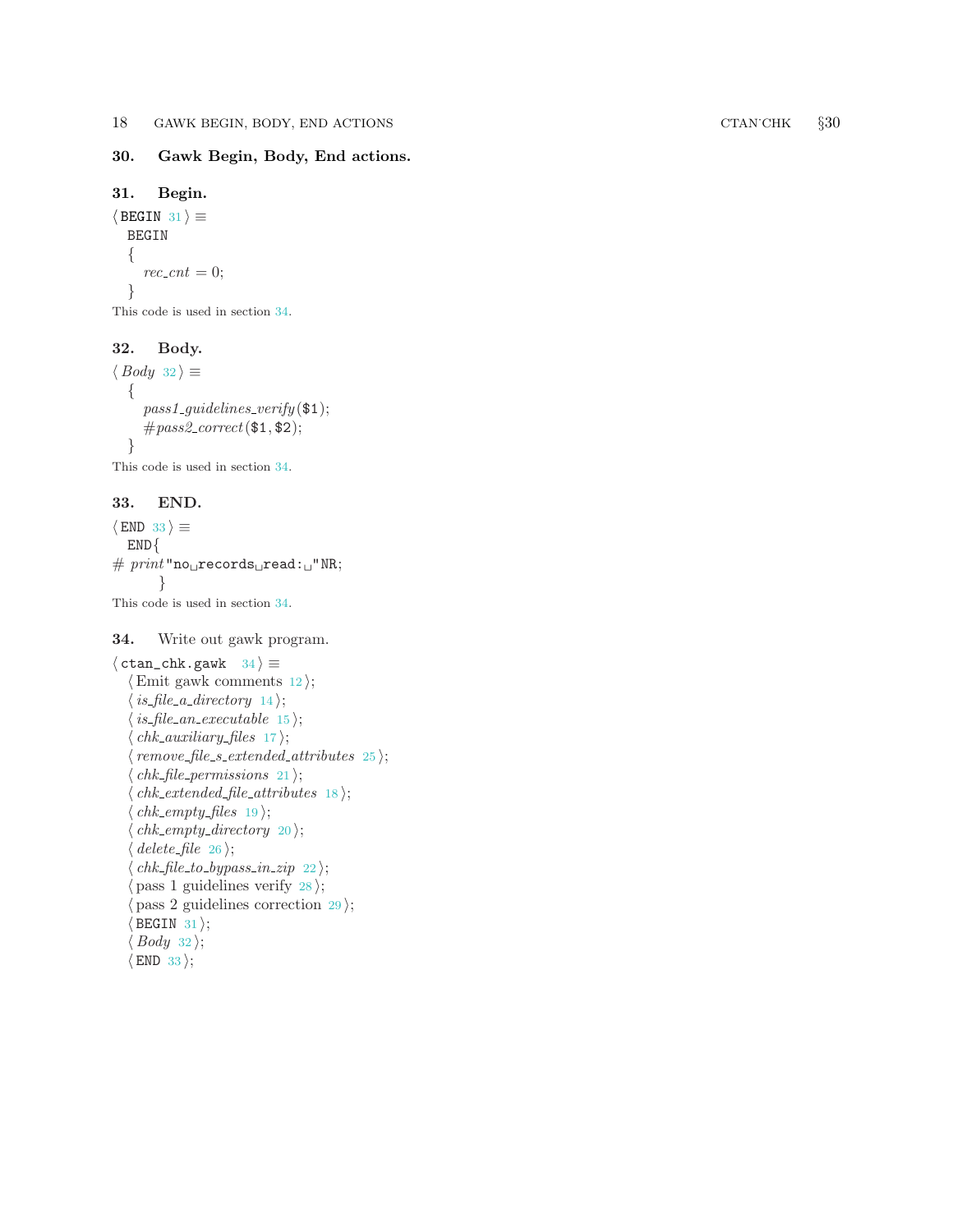## 30. Gawk Begin, Body, End actions.

### 31. Begin.

```
⟨ BEGIN 31 ⟩ ≡
  BEGIN
  {
    rec_cnt = 0;
  }
```

This code is used in section 34.

### 32. Body.

```
⟨ Body 32 ⟩ ≡
  {
    pass1_guidelines_verify($1);
    #pass2_correct($1, $2);
  }
```

This code is used in section 34.

### 33. END.

```
⟨ END 33 ⟩ ≡
  END{
# print "no records read: "NR;
      }
```

This code is used in section 34.

### 34. Write out gawk program.

```
⟨ ctan_chk.gawk 34 ⟩ ≡
  ⟨ Emit gawk comments 12 ⟩;
  ⟨ is_file_a_directory 14 ⟩;
  ⟨ is_file_an_executable 15 ⟩;
  ⟨ chk_auxiliary_files 17 ⟩;
  ⟨ remove_file_s_extended_attributes 25 ⟩;
  ⟨ chk_file_permissions 21 ⟩;
  ⟨ chk_extended_file_attributes 18 ⟩;
  ⟨ chk_empty_files 19 ⟩;
  ⟨ chk_empty_directory 20 ⟩;
  ⟨ delete_file 26 ⟩;
  ⟨ chk_file_to_bypass_in_zip 22 ⟩;
  ⟨ pass 1 guidelines verify 28 ⟩;
  ⟨ pass 2 guidelines correction 29 ⟩;
  ⟨ BEGIN 31 ⟩;
  ⟨ Body 32 ⟩;
  ⟨ END 33 ⟩;
```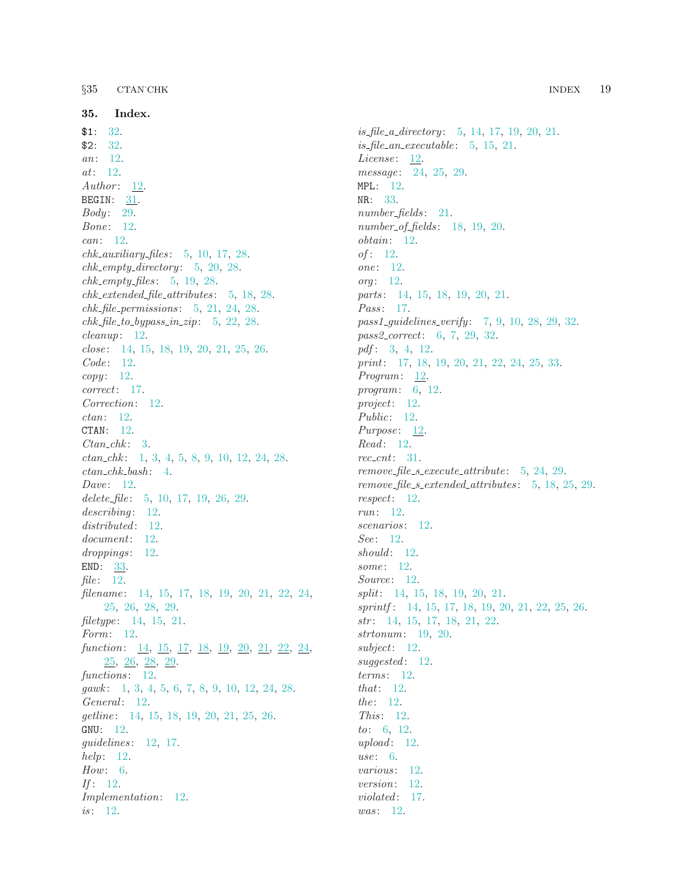## 35. Index.

$1: 32.
$2: 32.
*an*: 12.
*at*: 12.
*Author*: 12.
BEGIN: 31.
*Body*: 29.
*Bone*: 12.
*can*: 12.
*chk_auxiliary_files*: 5, 10, 17, 28.
*chk_empty_directory*: 5, 20, 28.
*chk_empty_files*: 5, 19, 28.
*chk_extended_file_attributes*: 5, 18, 28.
*chk_file_permissions*: 5, 21, 24, 28.
*chk_file_to_bypass_in_zip*: 5, 22, 28.
*cleanup*: 12.
*close*: 14, 15, 18, 19, 20, 21, 25, 26.
*Code*: 12.
*copy*: 12.
*correct*: 17.
*Correction*: 12.
*ctan*: 12.
CTAN: 12.
*Ctan_chk*: 3.
*ctan_chk*: 1, 3, 4, 5, 8, 9, 10, 12, 24, 28.
*ctan_chk_bash*: 4.
*Dave*: 12.
*delete_file*: 5, 10, 17, 19, 26, 29.
*describing*: 12.
*distributed*: 12.
*document*: 12.
*droppings*: 12.
END: 33.
*file*: 12.
*filename*: 14, 15, 17, 18, 19, 20, 21, 22, 24, 25, 26, 28, 29.
*filetype*: 14, 15, 21.
*Form*: 12.
*function*: 14, 15, 17, 18, 19, 20, 21, 22, 24, 25, 26, 28, 29.
*functions*: 12.
*gawk*: 1, 3, 4, 5, 6, 7, 8, 9, 10, 12, 24, 28.
*General*: 12.
*getline*: 14, 15, 18, 19, 20, 21, 25, 26.
GNU: 12.
*guidelines*: 12, 17.
*help*: 12.
*How*: 6.
*If*: 12.
*Implementation*: 12.
*is*: 12.
*is_file_a_directory*: 5, 14, 17, 19, 20, 21.
*is_file_an_executable*: 5, 15, 21.
*License*: 12.
*message*: 24, 25, 29.
MPL: 12.
NR: 33.
*number_fields*: 21.
*number_of_fields*: 18, 19, 20.
*obtain*: 12.
*of*: 12.
*one*: 12.
*org*: 12.
*parts*: 14, 15, 18, 19, 20, 21.
*Pass*: 17.
*pass1_guidelines_verify*: 7, 9, 10, 28, 29, 32.
*pass2_correct*: 6, 7, 29, 32.
*pdf*: 3, 4, 12.
*print*: 17, 18, 19, 20, 21, 22, 24, 25, 33.
*Program*: 12.
*program*: 6, 12.
*project*: 12.
*Public*: 12.
*Purpose*: 12.
*Read*: 12.
*rec_cnt*: 31.
*remove_file_s_execute_attribute*: 5, 24, 29.
*remove_file_s_extended_attributes*: 5, 18, 25, 29.
*respect*: 12.
*run*: 12.
*scenarios*: 12.
*See*: 12.
*should*: 12.
*some*: 12.
*Source*: 12.
*split*: 14, 15, 18, 19, 20, 21.
*sprintf*: 14, 15, 17, 18, 19, 20, 21, 22, 25, 26.
*str*: 14, 15, 17, 18, 21, 22.
*strtonum*: 19, 20.
*subject*: 12.
*suggested*: 12.
*terms*: 12.
*that*: 12.
*the*: 12.
*This*: 12.
*to*: 6, 12.
*upload*: 12.
*use*: 6.
*various*: 12.
*version*: 12.
*violated*: 17.
*was*: 12.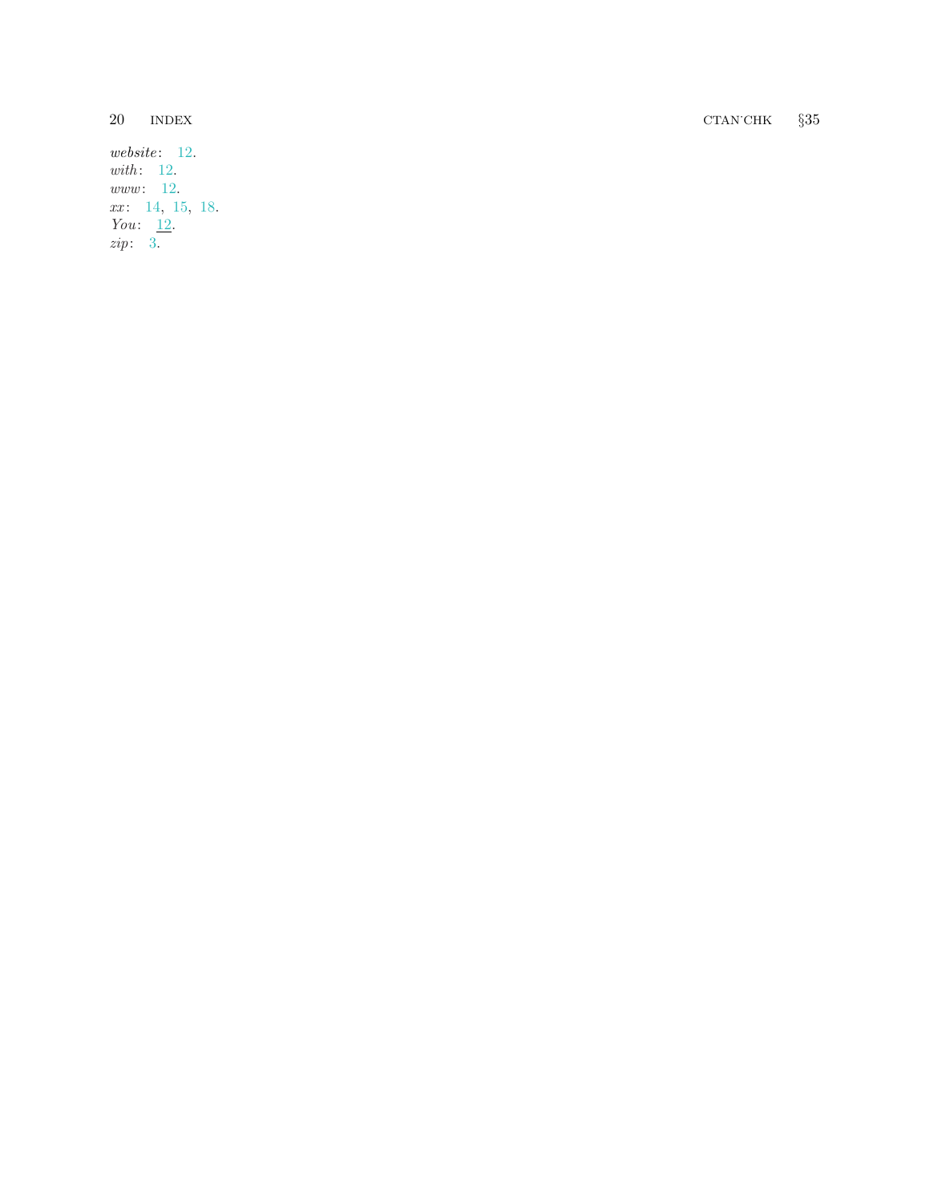*website*: 12.
*with*: 12.
*www*: 12.
*xx*: 14, 15, 18.
*You*: <u>12</u>.
*zip*: 3.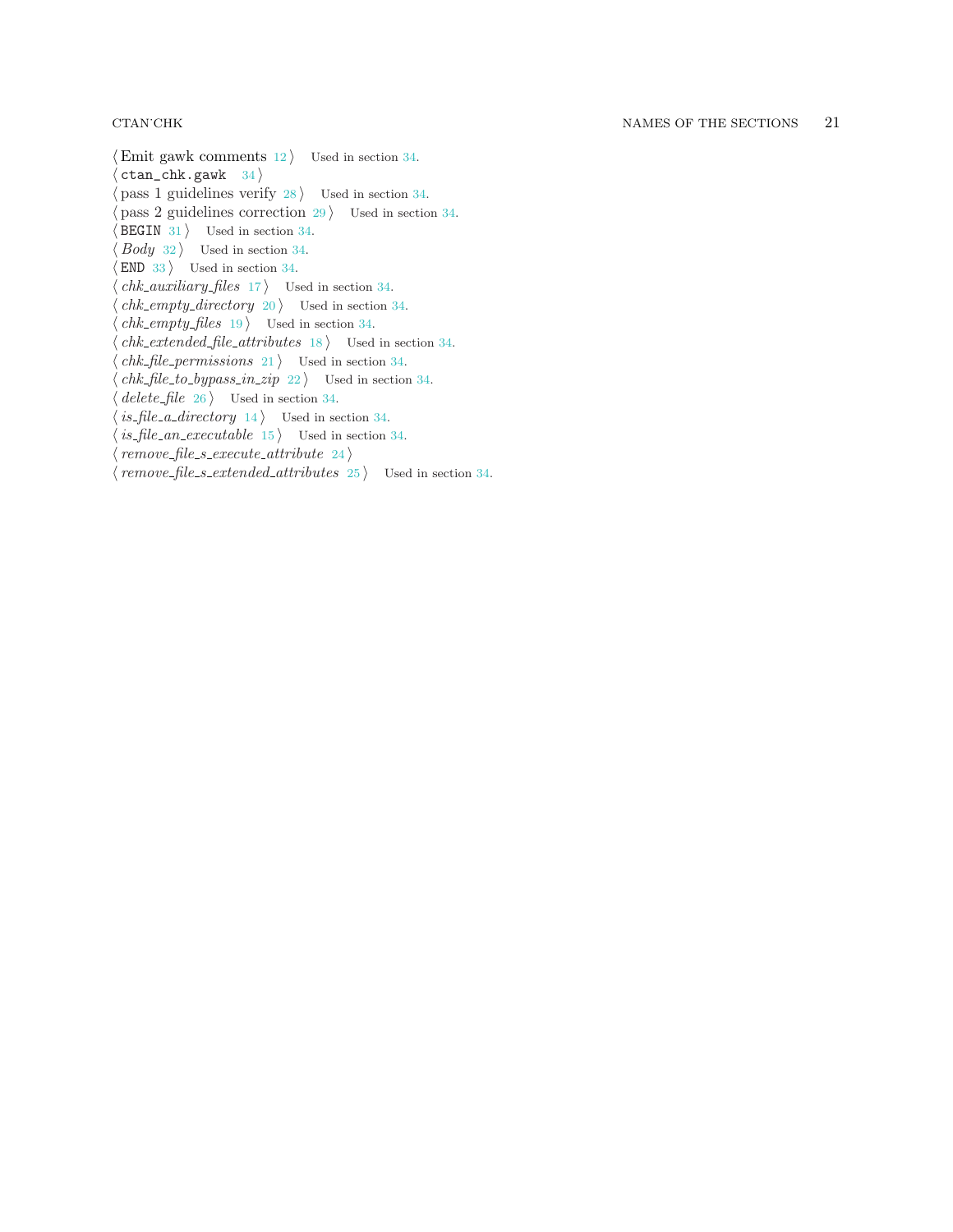⟨ Emit gawk comments 12 ⟩ Used in section 34.
⟨ `ctan_chk.gawk` 34 ⟩
⟨ pass 1 guidelines verify 28 ⟩ Used in section 34.
⟨ pass 2 guidelines correction 29 ⟩ Used in section 34.
⟨ `BEGIN` 31 ⟩ Used in section 34.
⟨ *Body* 32 ⟩ Used in section 34.
⟨ `END` 33 ⟩ Used in section 34.
⟨ *chk_auxiliary_files* 17 ⟩ Used in section 34.
⟨ *chk_empty_directory* 20 ⟩ Used in section 34.
⟨ *chk_empty_files* 19 ⟩ Used in section 34.
⟨ *chk_extended_file_attributes* 18 ⟩ Used in section 34.
⟨ *chk_file_permissions* 21 ⟩ Used in section 34.
⟨ *chk_file_to_bypass_in_zip* 22 ⟩ Used in section 34.
⟨ *delete_file* 26 ⟩ Used in section 34.
⟨ *is_file_a_directory* 14 ⟩ Used in section 34.
⟨ *is_file_an_executable* 15 ⟩ Used in section 34.
⟨ *remove_file_s_execute_attribute* 24 ⟩
⟨ *remove_file_s_extended_attributes* 25 ⟩ Used in section 34.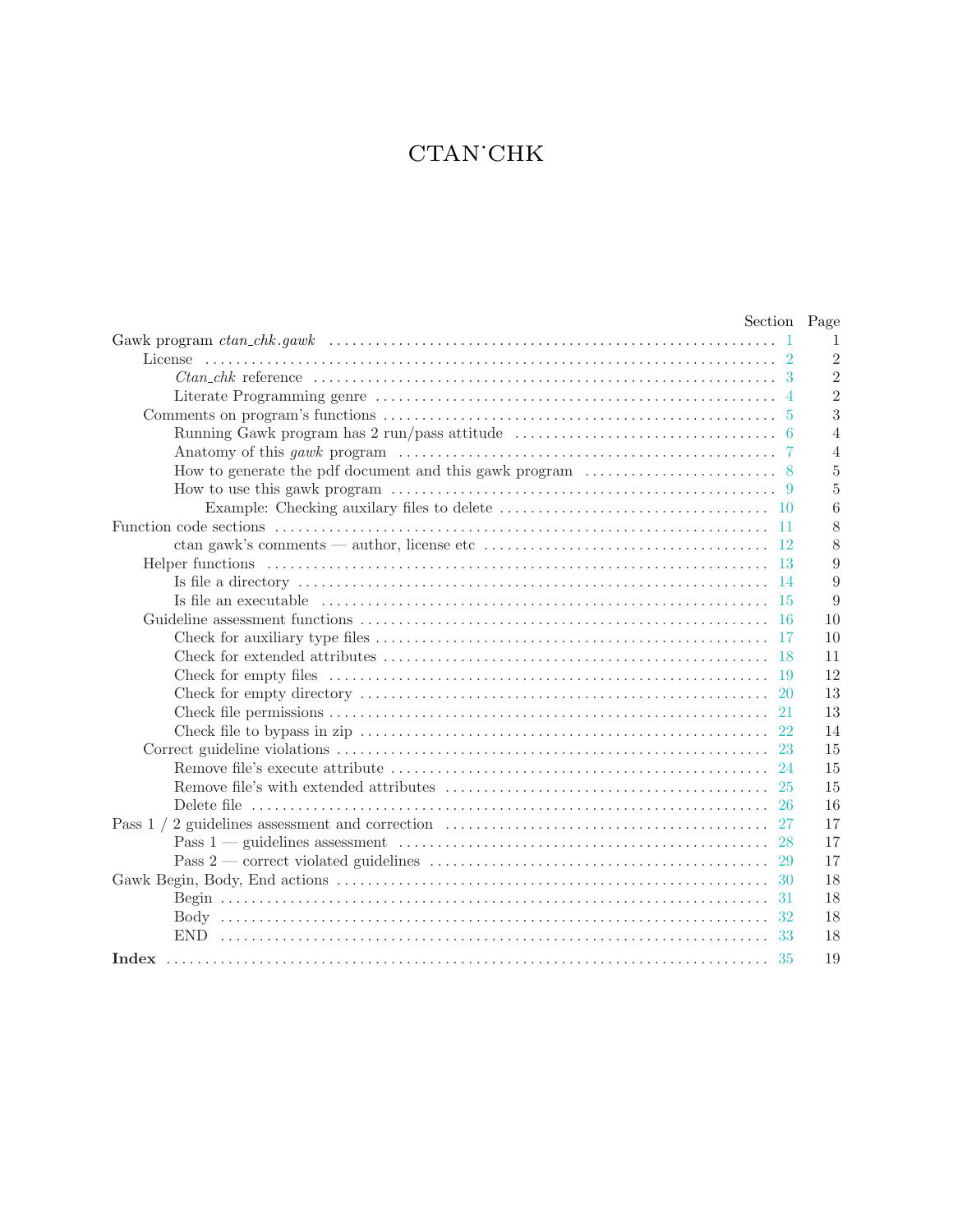# CTAN˙CHK

| | Section | Page |
|---|---|---|
| Gawk program *ctan_chk.gawk* | 1 | 1 |
| License | 2 | 2 |
| *Ctan_chk* reference | 3 | 2 |
| Literate Programming genre | 4 | 2 |
| Comments on program's functions | 5 | 3 |
| Running Gawk program has 2 run/pass attitude | 6 | 4 |
| Anatomy of this *gawk* program | 7 | 4 |
| How to generate the pdf document and this gawk program | 8 | 5 |
| How to use this gawk program | 9 | 5 |
| Example: Checking auxilary files to delete | 10 | 6 |
| Function code sections | 11 | 8 |
| ctan gawk's comments — author, license etc | 12 | 8 |
| Helper functions | 13 | 9 |
| Is file a directory | 14 | 9 |
| Is file an executable | 15 | 9 |
| Guideline assessment functions | 16 | 10 |
| Check for auxiliary type files | 17 | 10 |
| Check for extended attributes | 18 | 11 |
| Check for empty files | 19 | 12 |
| Check for empty directory | 20 | 13 |
| Check file permissions | 21 | 13 |
| Check file to bypass in zip | 22 | 14 |
| Correct guideline violations | 23 | 15 |
| Remove file's execute attribute | 24 | 15 |
| Remove file's with extended attributes | 25 | 15 |
| Delete file | 26 | 16 |
| Pass 1 / 2 guidelines assessment and correction | 27 | 17 |
| Pass 1 — guidelines assessment | 28 | 17 |
| Pass 2 — correct violated guidelines | 29 | 17 |
| Gawk Begin, Body, End actions | 30 | 18 |
| Begin | 31 | 18 |
| Body | 32 | 18 |
| END | 33 | 18 |
| **Index** | 35 | 19 |